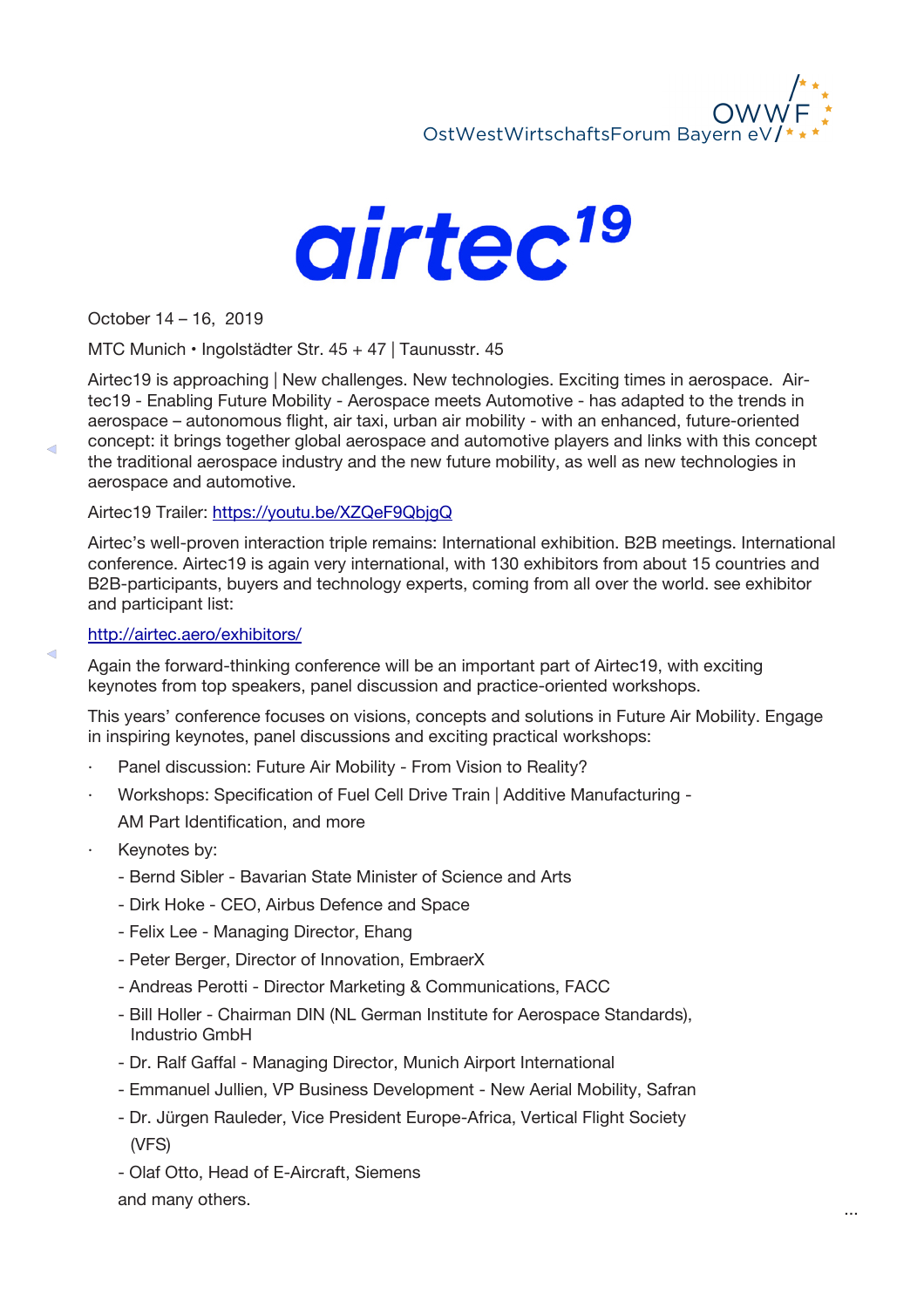OWWF

OstWestWirtschaftsForum Bayern eV

# airtec19

October 14 – 16, 2019

MTC Munich • Ingolstädter Str. 45 + 47 | Taunusstr. 45

Airtec19 is approaching | New challenges. New technologies. Exciting times in aerospace. Airtec19 - Enabling Future Mobility - Aerospace meets Automotive - has adapted to the trends in aerospace – autonomous flight, air taxi, urban air mobility - with an enhanced, future-oriented concept: it brings together global aerospace and automotive players and links with this concept the traditional aerospace industry and the new future mobility, as well as new technologies in aerospace and automotive.

Airtec19 Trailer: https://youtu.be/XZQeF9QbjgQ

Airtec's well-proven interaction triple remains: International exhibition. B2B meetings. International conference. Airtec19 is again very international, with 130 exhibitors from about 15 countries and B2B-participants, buyers and technology experts, coming from all over the world. see exhibitor and participant list:

http://airtec.aero/exhibitors/

Again the forward-thinking conference will be an important part of Airtec19, with exciting keynotes from top speakers, panel discussion and practice-oriented workshops.

This years' conference focuses on visions, concepts and solutions in Future Air Mobility. Engage in inspiring keynotes, panel discussions and exciting practical workshops:

- Panel discussion: Future Air Mobility - From Vision to Reality?
- Workshops: Specification of Fuel Cell Drive Train | Additive Manufacturing - AM Part Identification, and more
- Keynotes by:
  - Bernd Sibler - Bavarian State Minister of Science and Arts
  - Dirk Hoke - CEO, Airbus Defence and Space
  - Felix Lee - Managing Director, Ehang
  - Peter Berger, Director of Innovation, EmbraerX
  - Andreas Perotti - Director Marketing & Communications, FACC
  - Bill Holler - Chairman DIN (NL German Institute for Aerospace Standards), Industrio GmbH
  - Dr. Ralf Gaffal - Managing Director, Munich Airport International
  - Emmanuel Jullien, VP Business Development - New Aerial Mobility, Safran
  - Dr. Jürgen Rauleder, Vice President Europe-Africa, Vertical Flight Society (VFS)
  - Olaf Otto, Head of E-Aircraft, Siemens

  and many others.

...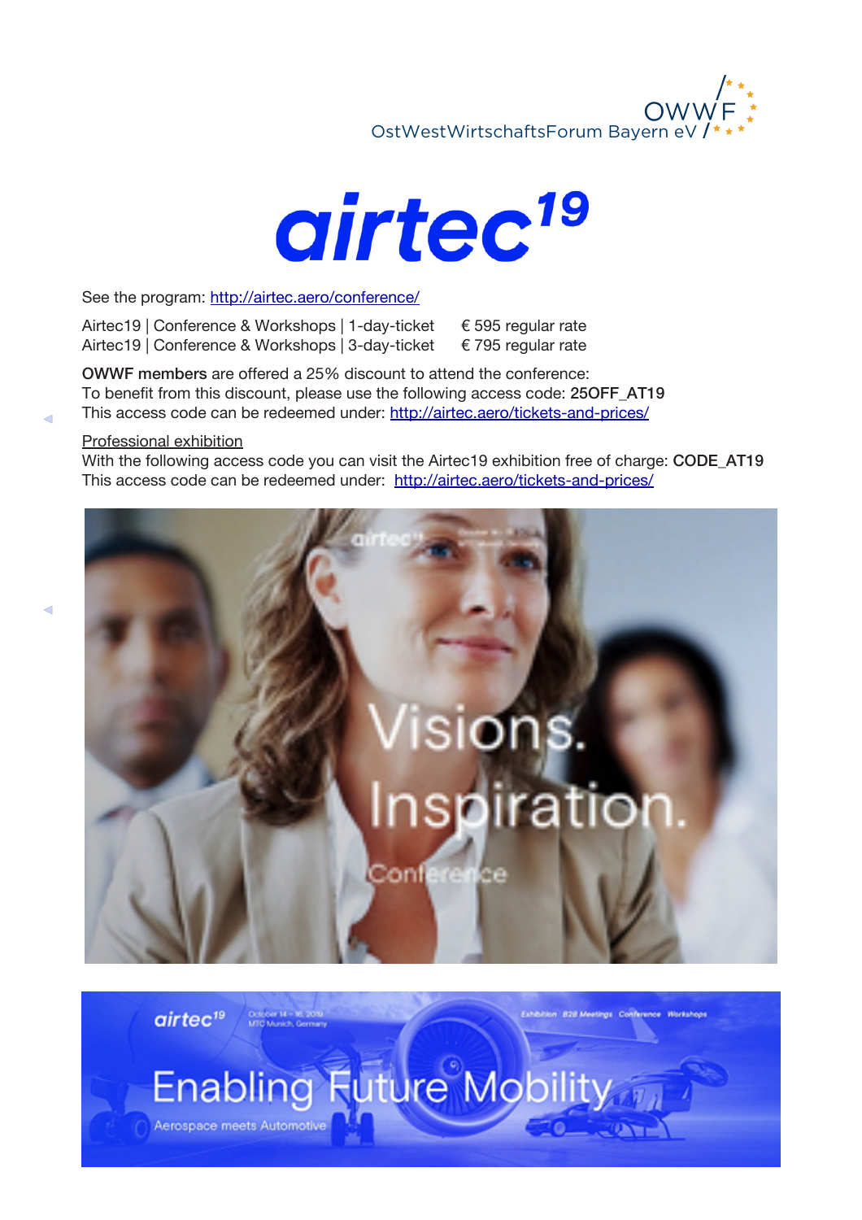OWWF
OstWestWirtschaftsForum Bayern eV

# airtec19

See the program: http://airtec.aero/conference/

| | |
|---|---|
| Airtec19 \| Conference & Workshops \| 1-day-ticket | € 595 regular rate |
| Airtec19 \| Conference & Workshops \| 3-day-ticket | € 795 regular rate |

**OWWF members** are offered a 25% discount to attend the conference:
To benefit from this discount, please use the following access code: **25OFF_AT19**
This access code can be redeemed under: http://airtec.aero/tickets-and-prices/

Professional exhibition
With the following access code you can visit the Airtec19 exhibition free of charge: **CODE_AT19**
This access code can be redeemed under: http://airtec.aero/tickets-and-prices/